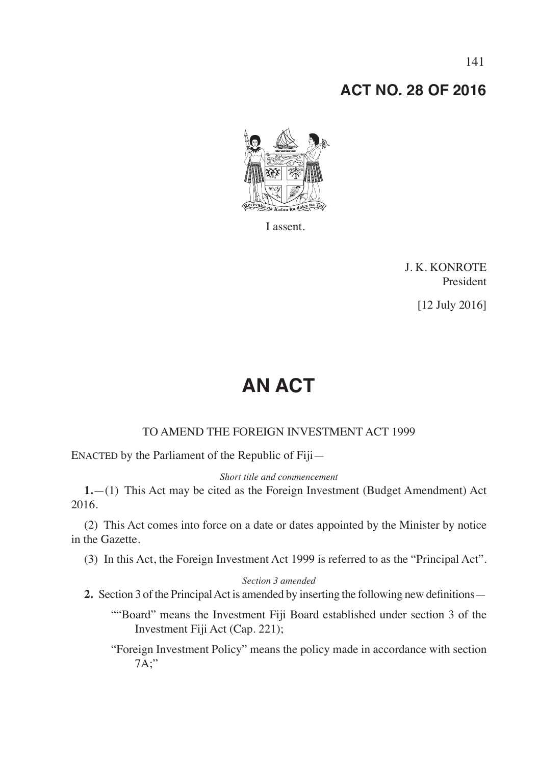# ACT NO. 28 OF 2016

I assent.

J. K. KONROTE
President

[12 July 2016]

# AN ACT

TO AMEND THE FOREIGN INVESTMENT ACT 1999

ENACTED by the Parliament of the Republic of Fiji—

*Short title and commencement*

**1.**—(1) This Act may be cited as the Foreign Investment (Budget Amendment) Act 2016.

(2) This Act comes into force on a date or dates appointed by the Minister by notice in the Gazette.

(3) In this Act, the Foreign Investment Act 1999 is referred to as the "Principal Act".

*Section 3 amended*

**2.** Section 3 of the Principal Act is amended by inserting the following new definitions—

""Board" means the Investment Fiji Board established under section 3 of the Investment Fiji Act (Cap. 221);

"Foreign Investment Policy" means the policy made in accordance with section 7A;"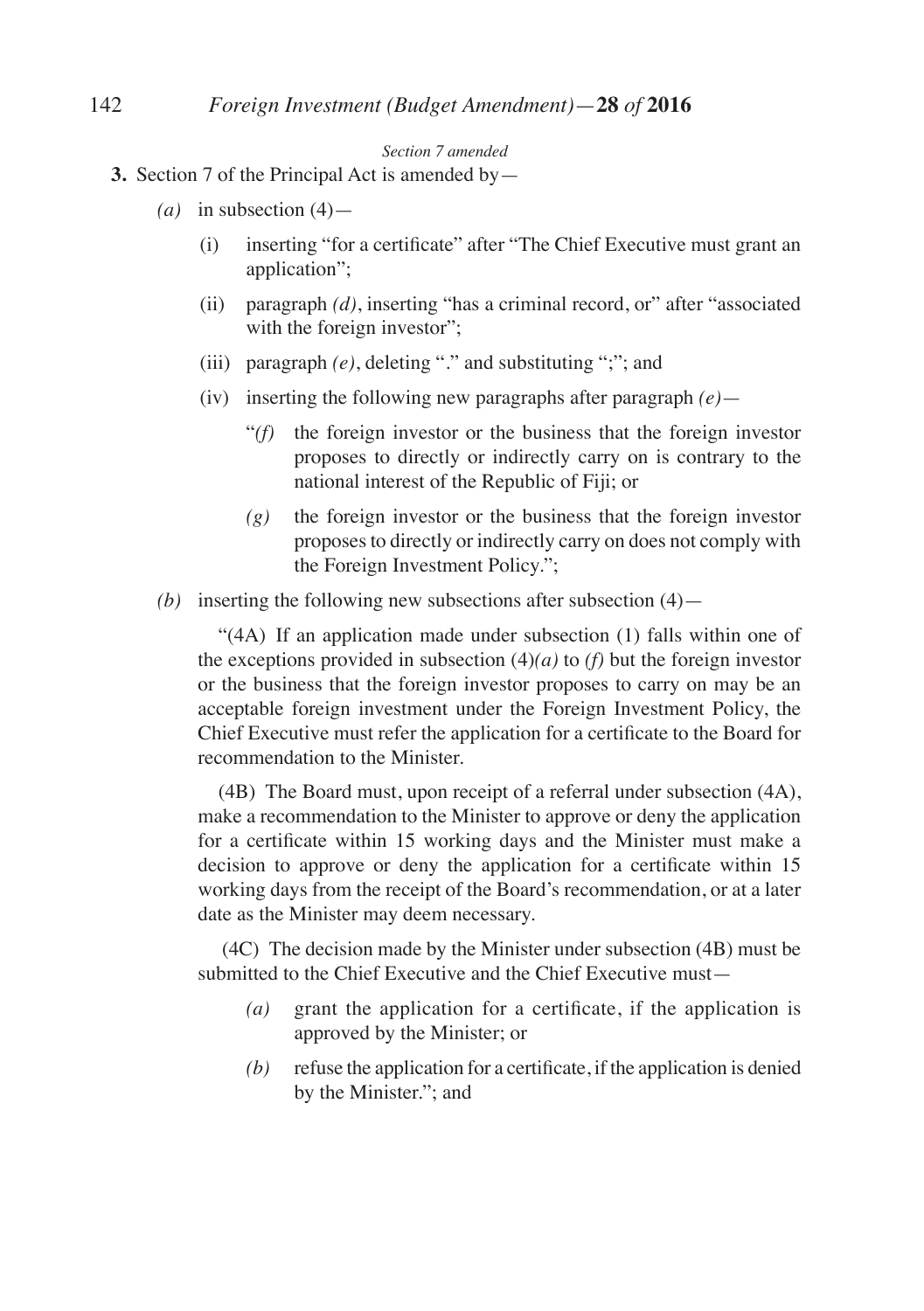*Section 7 amended*

**3.** Section 7 of the Principal Act is amended by—

*(a)* in subsection (4)—

(i) inserting "for a certificate" after "The Chief Executive must grant an application";

(ii) paragraph *(d)*, inserting "has a criminal record, or" after "associated with the foreign investor";

(iii) paragraph *(e)*, deleting "." and substituting ";"; and

(iv) inserting the following new paragraphs after paragraph *(e)*—

"*(f)* the foreign investor or the business that the foreign investor proposes to directly or indirectly carry on is contrary to the national interest of the Republic of Fiji; or

*(g)* the foreign investor or the business that the foreign investor proposes to directly or indirectly carry on does not comply with the Foreign Investment Policy.";

*(b)* inserting the following new subsections after subsection (4)—

"(4A) If an application made under subsection (1) falls within one of the exceptions provided in subsection (4)*(a)* to *(f)* but the foreign investor or the business that the foreign investor proposes to carry on may be an acceptable foreign investment under the Foreign Investment Policy, the Chief Executive must refer the application for a certificate to the Board for recommendation to the Minister.

(4B) The Board must, upon receipt of a referral under subsection (4A), make a recommendation to the Minister to approve or deny the application for a certificate within 15 working days and the Minister must make a decision to approve or deny the application for a certificate within 15 working days from the receipt of the Board's recommendation, or at a later date as the Minister may deem necessary.

(4C) The decision made by the Minister under subsection (4B) must be submitted to the Chief Executive and the Chief Executive must—

*(a)* grant the application for a certificate, if the application is approved by the Minister; or

*(b)* refuse the application for a certificate, if the application is denied by the Minister."; and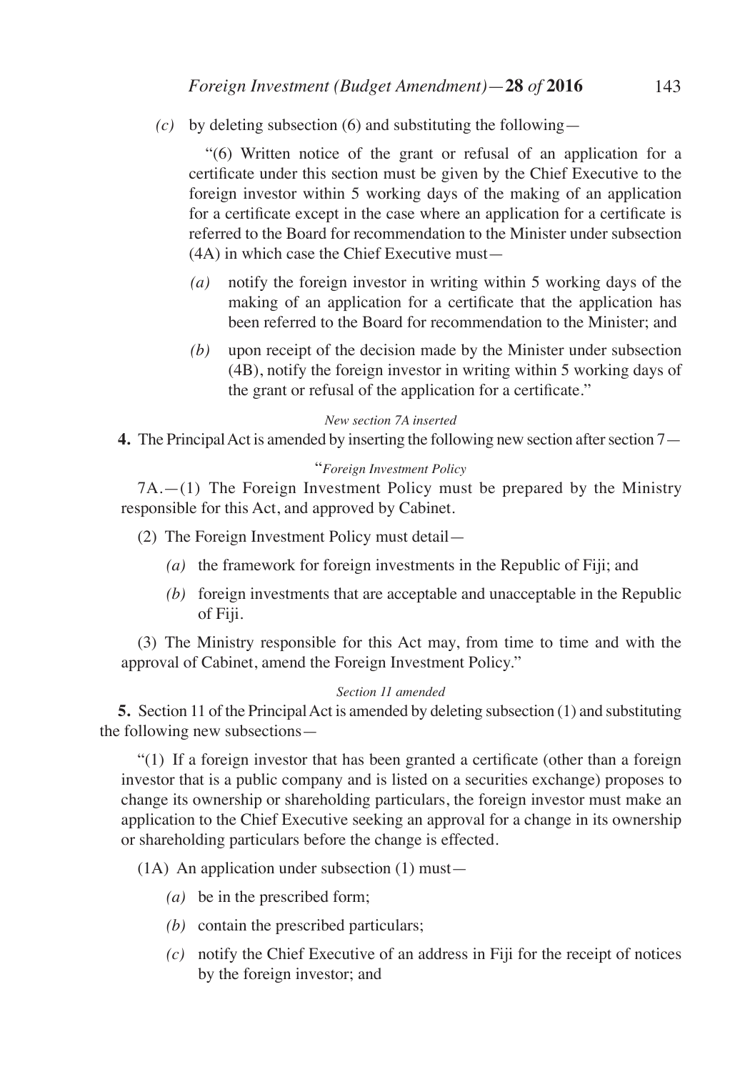*(c)* by deleting subsection (6) and substituting the following—

"(6) Written notice of the grant or refusal of an application for a certificate under this section must be given by the Chief Executive to the foreign investor within 5 working days of the making of an application for a certificate except in the case where an application for a certificate is referred to the Board for recommendation to the Minister under subsection (4A) in which case the Chief Executive must—

*(a)* notify the foreign investor in writing within 5 working days of the making of an application for a certificate that the application has been referred to the Board for recommendation to the Minister; and

*(b)* upon receipt of the decision made by the Minister under subsection (4B), notify the foreign investor in writing within 5 working days of the grant or refusal of the application for a certificate."

*New section 7A inserted*

**4.** The Principal Act is amended by inserting the following new section after section 7—

"*Foreign Investment Policy*

7A.—(1) The Foreign Investment Policy must be prepared by the Ministry responsible for this Act, and approved by Cabinet.

(2) The Foreign Investment Policy must detail—

*(a)* the framework for foreign investments in the Republic of Fiji; and

*(b)* foreign investments that are acceptable and unacceptable in the Republic of Fiji.

(3) The Ministry responsible for this Act may, from time to time and with the approval of Cabinet, amend the Foreign Investment Policy."

*Section 11 amended*

**5.** Section 11 of the Principal Act is amended by deleting subsection (1) and substituting the following new subsections—

"(1) If a foreign investor that has been granted a certificate (other than a foreign investor that is a public company and is listed on a securities exchange) proposes to change its ownership or shareholding particulars, the foreign investor must make an application to the Chief Executive seeking an approval for a change in its ownership or shareholding particulars before the change is effected.

(1A) An application under subsection (1) must—

*(a)* be in the prescribed form;

*(b)* contain the prescribed particulars;

*(c)* notify the Chief Executive of an address in Fiji for the receipt of notices by the foreign investor; and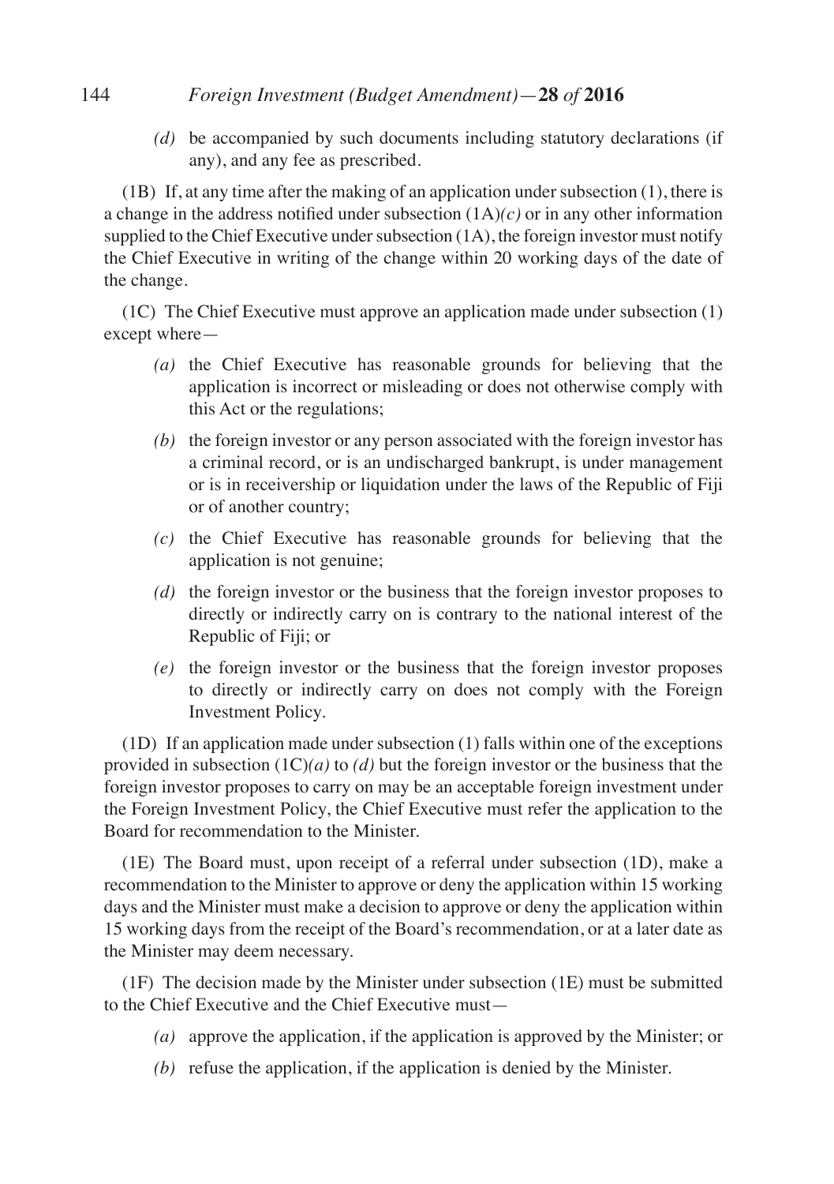*(d)* be accompanied by such documents including statutory declarations (if any), and any fee as prescribed.

(1B) If, at any time after the making of an application under subsection (1), there is a change in the address notified under subsection (1A)*(c)* or in any other information supplied to the Chief Executive under subsection (1A), the foreign investor must notify the Chief Executive in writing of the change within 20 working days of the date of the change.

(1C) The Chief Executive must approve an application made under subsection (1) except where—

*(a)* the Chief Executive has reasonable grounds for believing that the application is incorrect or misleading or does not otherwise comply with this Act or the regulations;

*(b)* the foreign investor or any person associated with the foreign investor has a criminal record, or is an undischarged bankrupt, is under management or is in receivership or liquidation under the laws of the Republic of Fiji or of another country;

*(c)* the Chief Executive has reasonable grounds for believing that the application is not genuine;

*(d)* the foreign investor or the business that the foreign investor proposes to directly or indirectly carry on is contrary to the national interest of the Republic of Fiji; or

*(e)* the foreign investor or the business that the foreign investor proposes to directly or indirectly carry on does not comply with the Foreign Investment Policy.

(1D) If an application made under subsection (1) falls within one of the exceptions provided in subsection (1C)*(a)* to *(d)* but the foreign investor or the business that the foreign investor proposes to carry on may be an acceptable foreign investment under the Foreign Investment Policy, the Chief Executive must refer the application to the Board for recommendation to the Minister.

(1E) The Board must, upon receipt of a referral under subsection (1D), make a recommendation to the Minister to approve or deny the application within 15 working days and the Minister must make a decision to approve or deny the application within 15 working days from the receipt of the Board's recommendation, or at a later date as the Minister may deem necessary.

(1F) The decision made by the Minister under subsection (1E) must be submitted to the Chief Executive and the Chief Executive must—

*(a)* approve the application, if the application is approved by the Minister; or

*(b)* refuse the application, if the application is denied by the Minister.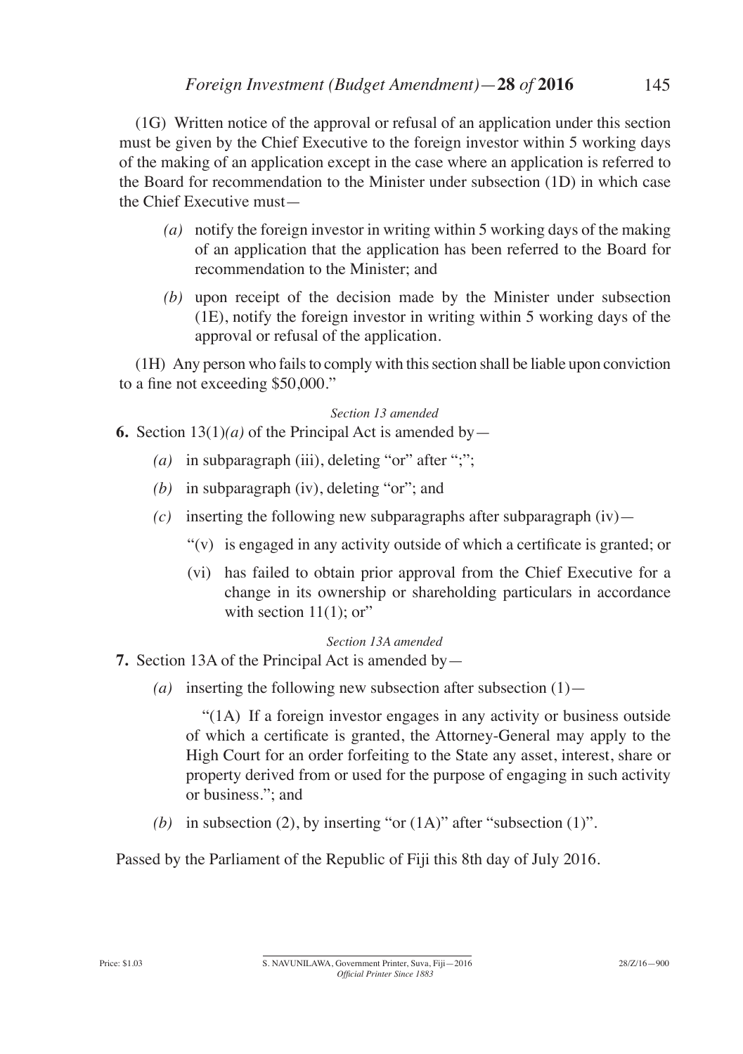(1G) Written notice of the approval or refusal of an application under this section must be given by the Chief Executive to the foreign investor within 5 working days of the making of an application except in the case where an application is referred to the Board for recommendation to the Minister under subsection (1D) in which case the Chief Executive must—

*(a)* notify the foreign investor in writing within 5 working days of the making of an application that the application has been referred to the Board for recommendation to the Minister; and

*(b)* upon receipt of the decision made by the Minister under subsection (1E), notify the foreign investor in writing within 5 working days of the approval or refusal of the application.

(1H) Any person who fails to comply with this section shall be liable upon conviction to a fine not exceeding $50,000."

*Section 13 amended*

**6.** Section 13(1)*(a)* of the Principal Act is amended by—

*(a)* in subparagraph (iii), deleting "or" after ";";

*(b)* in subparagraph (iv), deleting "or"; and

*(c)* inserting the following new subparagraphs after subparagraph (iv)—

"(v) is engaged in any activity outside of which a certificate is granted; or

(vi) has failed to obtain prior approval from the Chief Executive for a change in its ownership or shareholding particulars in accordance with section 11(1); or"

*Section 13A amended*

**7.** Section 13A of the Principal Act is amended by—

*(a)* inserting the following new subsection after subsection (1)—

"(1A) If a foreign investor engages in any activity or business outside of which a certificate is granted, the Attorney-General may apply to the High Court for an order forfeiting to the State any asset, interest, share or property derived from or used for the purpose of engaging in such activity or business."; and

*(b)* in subsection (2), by inserting "or (1A)" after "subsection (1)".

Passed by the Parliament of the Republic of Fiji this 8th day of July 2016.

Price: $1.03

S. NAVUNILAWA, Government Printer, Suva, Fiji—2016
*Official Printer Since 1883*

28/Z/16—900